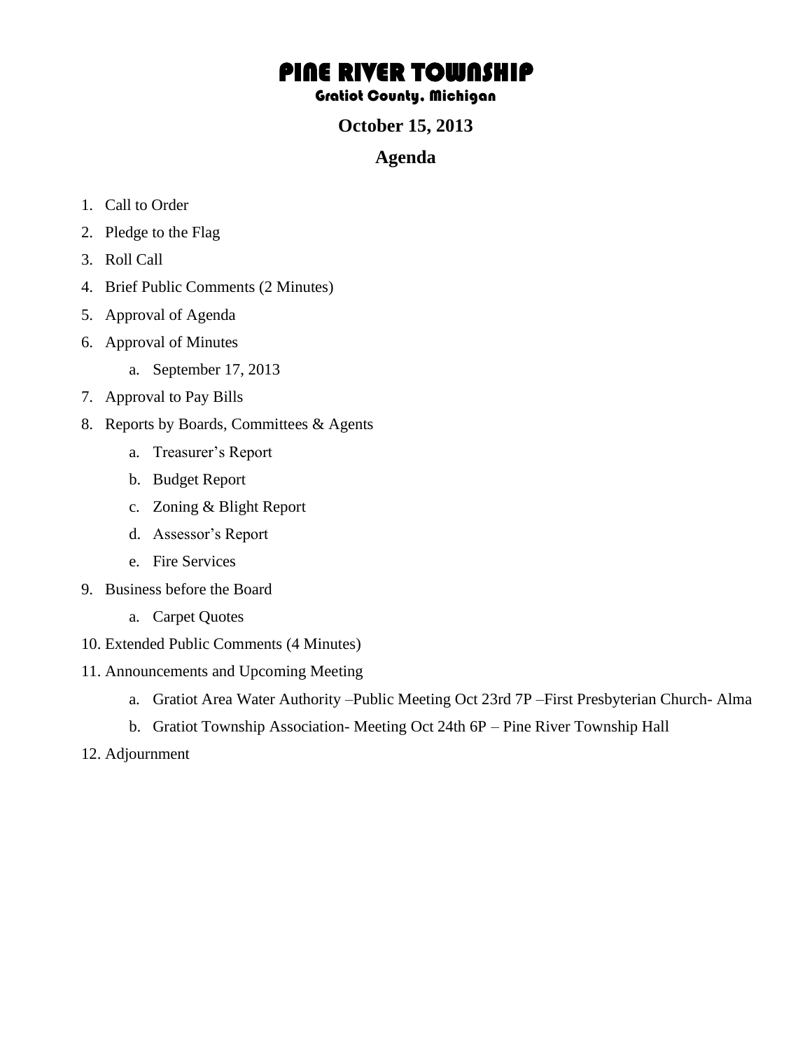# PINE RIVER TOWNSHIP

### Gratiot County, Michigan

## October 15, 2013

## Agenda

1. Call to Order
2. Pledge to the Flag
3. Roll Call
4. Brief Public Comments (2 Minutes)
5. Approval of Agenda
6. Approval of Minutes
    a. September 17, 2013
7. Approval to Pay Bills
8. Reports by Boards, Committees & Agents
    a. Treasurer's Report
    b. Budget Report
    c. Zoning & Blight Report
    d. Assessor's Report
    e. Fire Services
9. Business before the Board
    a. Carpet Quotes
10. Extended Public Comments (4 Minutes)
11. Announcements and Upcoming Meeting
    a. Gratiot Area Water Authority –Public Meeting Oct 23rd 7P –First Presbyterian Church- Alma
    b. Gratiot Township Association- Meeting Oct 24th 6P – Pine River Township Hall
12. Adjournment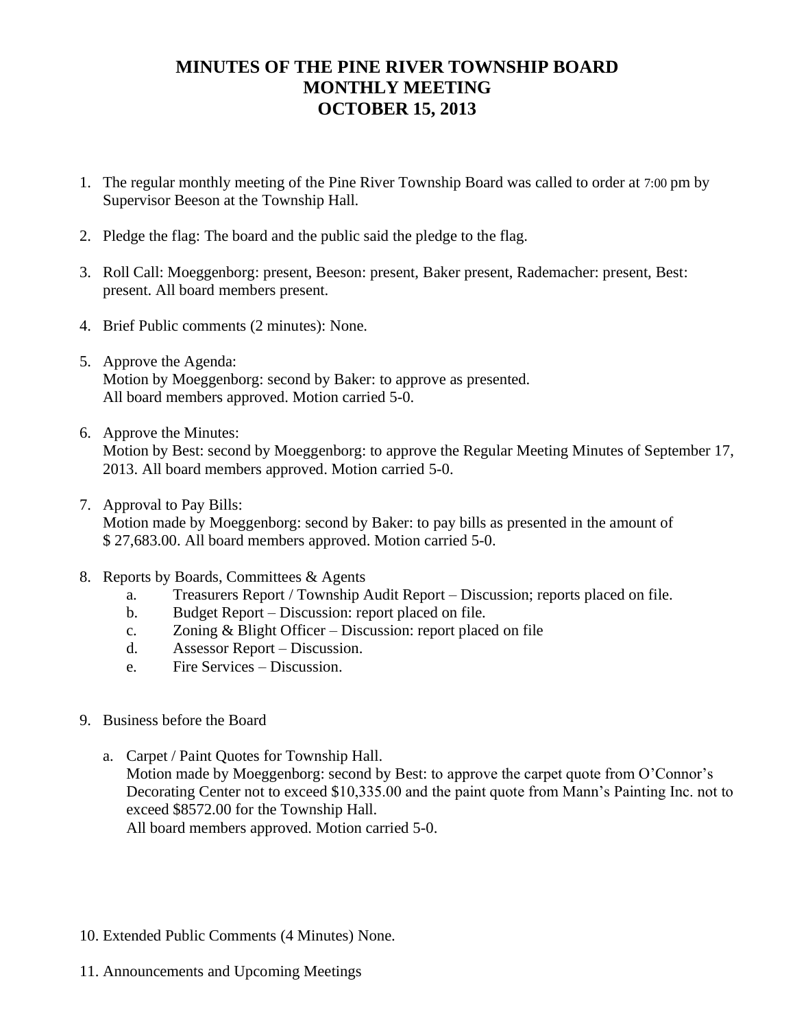# MINUTES OF THE PINE RIVER TOWNSHIP BOARD MONTHLY MEETING OCTOBER 15, 2013

1. The regular monthly meeting of the Pine River Township Board was called to order at 7:00 pm by Supervisor Beeson at the Township Hall.

2. Pledge the flag: The board and the public said the pledge to the flag.

3. Roll Call: Moeggenborg: present, Beeson: present, Baker present, Rademacher: present, Best: present. All board members present.

4. Brief Public comments (2 minutes): None.

5. Approve the Agenda:
   Motion by Moeggenborg: second by Baker: to approve as presented.
   All board members approved. Motion carried 5-0.

6. Approve the Minutes:
   Motion by Best: second by Moeggenborg: to approve the Regular Meeting Minutes of September 17, 2013. All board members approved. Motion carried 5-0.

7. Approval to Pay Bills:
   Motion made by Moeggenborg: second by Baker: to pay bills as presented in the amount of $ 27,683.00. All board members approved. Motion carried 5-0.

8. Reports by Boards, Committees & Agents
   a. Treasurers Report / Township Audit Report – Discussion; reports placed on file.
   b. Budget Report – Discussion: report placed on file.
   c. Zoning & Blight Officer – Discussion: report placed on file
   d. Assessor Report – Discussion.
   e. Fire Services – Discussion.

9. Business before the Board

   a. Carpet / Paint Quotes for Township Hall.
      Motion made by Moeggenborg: second by Best: to approve the carpet quote from O'Connor's Decorating Center not to exceed $10,335.00 and the paint quote from Mann's Painting Inc. not to exceed $8572.00 for the Township Hall.
      All board members approved. Motion carried 5-0.

10. Extended Public Comments (4 Minutes) None.

11. Announcements and Upcoming Meetings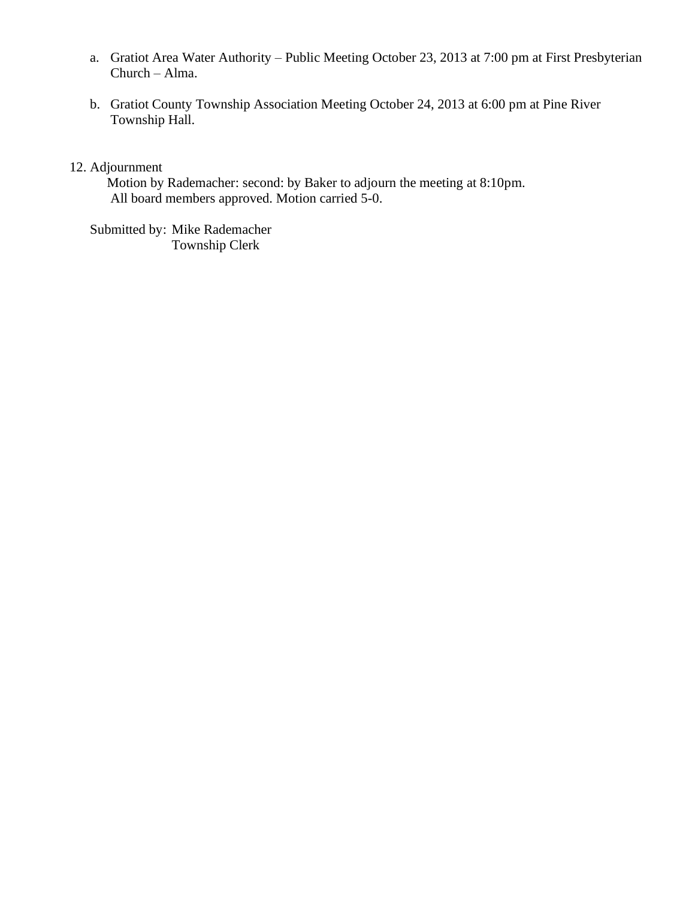a. Gratiot Area Water Authority – Public Meeting October 23, 2013 at 7:00 pm at First Presbyterian Church – Alma.

b. Gratiot County Township Association Meeting October 24, 2013 at 6:00 pm at Pine River Township Hall.

12. Adjournment

Motion by Rademacher: second: by Baker to adjourn the meeting at 8:10pm.
All board members approved. Motion carried 5-0.

Submitted by: Mike Rademacher
Township Clerk